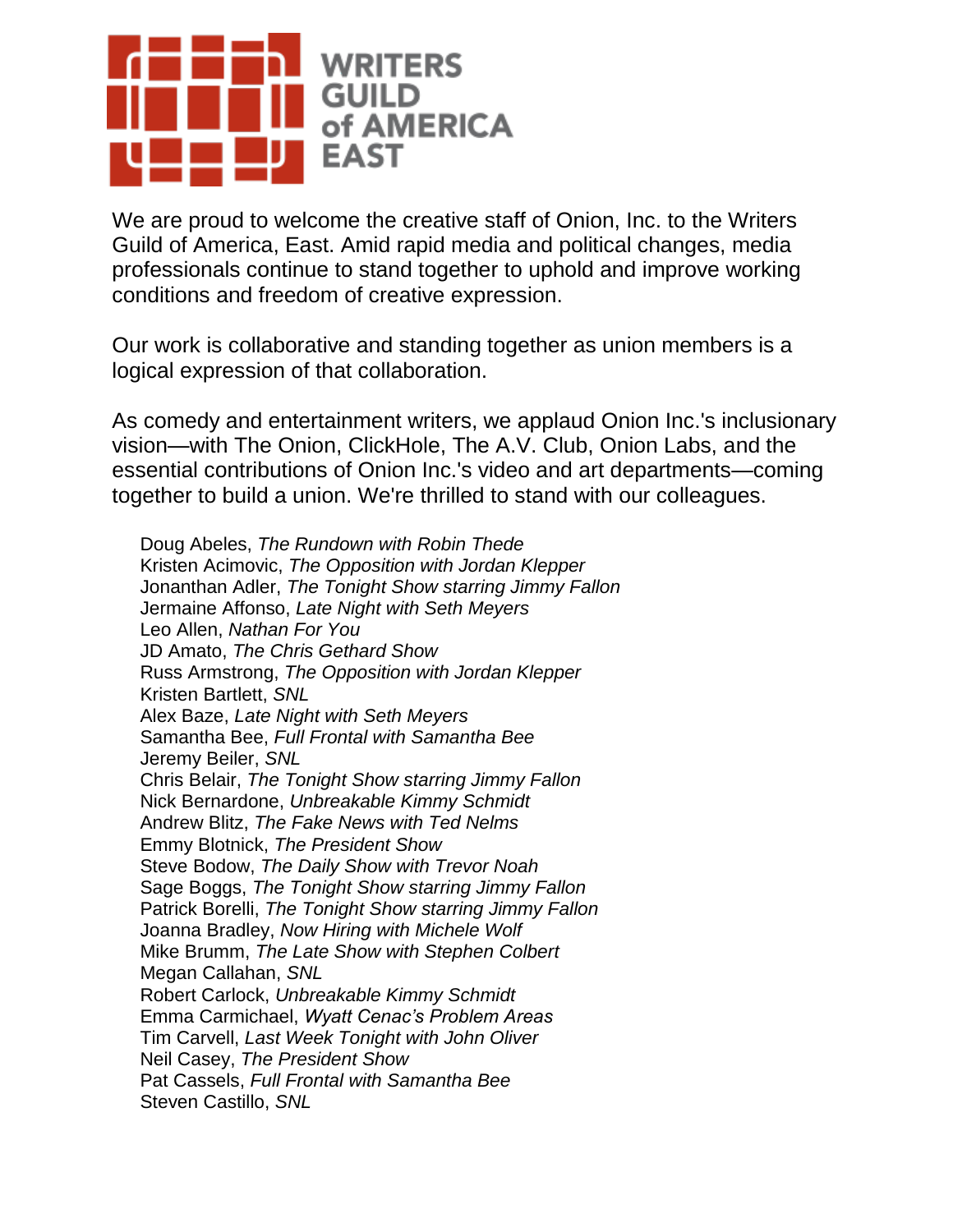# WRITERS GUILD of AMERICA EAST

We are proud to welcome the creative staff of Onion, Inc. to the Writers Guild of America, East. Amid rapid media and political changes, media professionals continue to stand together to uphold and improve working conditions and freedom of creative expression.

Our work is collaborative and standing together as union members is a logical expression of that collaboration.

As comedy and entertainment writers, we applaud Onion Inc.'s inclusionary vision—with The Onion, ClickHole, The A.V. Club, Onion Labs, and the essential contributions of Onion Inc.'s video and art departments—coming together to build a union. We're thrilled to stand with our colleagues.

Doug Abeles, *The Rundown with Robin Thede*
Kristen Acimovic, *The Opposition with Jordan Klepper*
Jonanthan Adler, *The Tonight Show starring Jimmy Fallon*
Jermaine Affonso, *Late Night with Seth Meyers*
Leo Allen, *Nathan For You*
JD Amato, *The Chris Gethard Show*
Russ Armstrong, *The Opposition with Jordan Klepper*
Kristen Bartlett, *SNL*
Alex Baze, *Late Night with Seth Meyers*
Samantha Bee, *Full Frontal with Samantha Bee*
Jeremy Beiler, *SNL*
Chris Belair, *The Tonight Show starring Jimmy Fallon*
Nick Bernardone, *Unbreakable Kimmy Schmidt*
Andrew Blitz, *The Fake News with Ted Nelms*
Emmy Blotnick, *The President Show*
Steve Bodow, *The Daily Show with Trevor Noah*
Sage Boggs, *The Tonight Show starring Jimmy Fallon*
Patrick Borelli, *The Tonight Show starring Jimmy Fallon*
Joanna Bradley, *Now Hiring with Michele Wolf*
Mike Brumm, *The Late Show with Stephen Colbert*
Megan Callahan, *SNL*
Robert Carlock, *Unbreakable Kimmy Schmidt*
Emma Carmichael, *Wyatt Cenac's Problem Areas*
Tim Carvell, *Last Week Tonight with John Oliver*
Neil Casey, *The President Show*
Pat Cassels, *Full Frontal with Samantha Bee*
Steven Castillo, *SNL*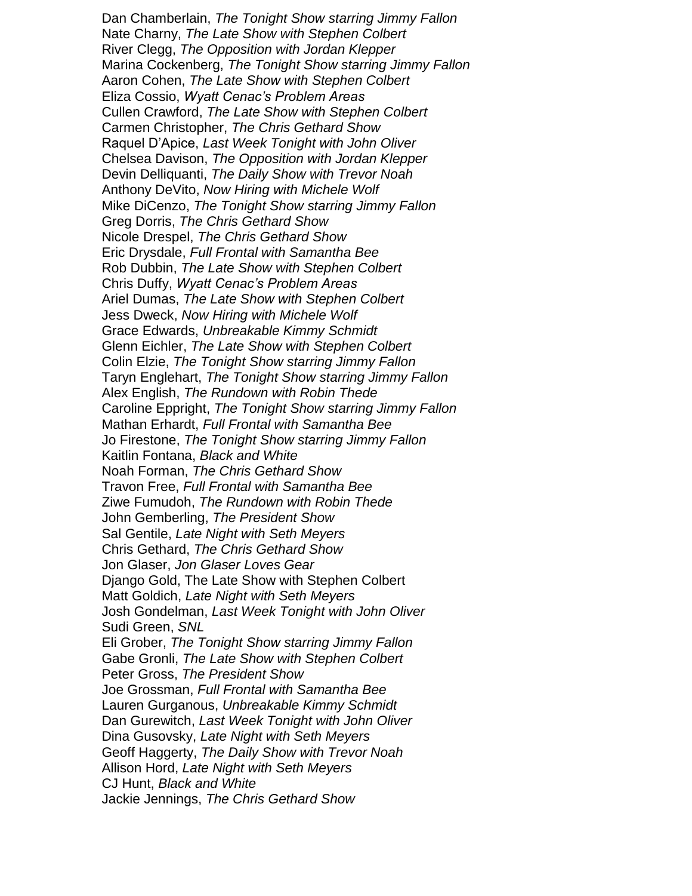Dan Chamberlain, *The Tonight Show starring Jimmy Fallon*
Nate Charny, *The Late Show with Stephen Colbert*
River Clegg, *The Opposition with Jordan Klepper*
Marina Cockenberg, *The Tonight Show starring Jimmy Fallon*
Aaron Cohen, *The Late Show with Stephen Colbert*
Eliza Cossio, *Wyatt Cenac's Problem Areas*
Cullen Crawford, *The Late Show with Stephen Colbert*
Carmen Christopher, *The Chris Gethard Show*
Raquel D'Apice, *Last Week Tonight with John Oliver*
Chelsea Davison, *The Opposition with Jordan Klepper*
Devin Delliquanti, *The Daily Show with Trevor Noah*
Anthony DeVito, *Now Hiring with Michele Wolf*
Mike DiCenzo, *The Tonight Show starring Jimmy Fallon*
Greg Dorris, *The Chris Gethard Show*
Nicole Drespel, *The Chris Gethard Show*
Eric Drysdale, *Full Frontal with Samantha Bee*
Rob Dubbin, *The Late Show with Stephen Colbert*
Chris Duffy, *Wyatt Cenac's Problem Areas*
Ariel Dumas, *The Late Show with Stephen Colbert*
Jess Dweck, *Now Hiring with Michele Wolf*
Grace Edwards, *Unbreakable Kimmy Schmidt*
Glenn Eichler, *The Late Show with Stephen Colbert*
Colin Elzie, *The Tonight Show starring Jimmy Fallon*
Taryn Englehart, *The Tonight Show starring Jimmy Fallon*
Alex English, *The Rundown with Robin Thede*
Caroline Eppright, *The Tonight Show starring Jimmy Fallon*
Mathan Erhardt, *Full Frontal with Samantha Bee*
Jo Firestone, *The Tonight Show starring Jimmy Fallon*
Kaitlin Fontana, *Black and White*
Noah Forman, *The Chris Gethard Show*
Travon Free, *Full Frontal with Samantha Bee*
Ziwe Fumudoh, *The Rundown with Robin Thede*
John Gemberling, *The President Show*
Sal Gentile, *Late Night with Seth Meyers*
Chris Gethard, *The Chris Gethard Show*
Jon Glaser, *Jon Glaser Loves Gear*
Django Gold, The Late Show with Stephen Colbert
Matt Goldich, *Late Night with Seth Meyers*
Josh Gondelman, *Last Week Tonight with John Oliver*
Sudi Green, *SNL*
Eli Grober, *The Tonight Show starring Jimmy Fallon*
Gabe Gronli, *The Late Show with Stephen Colbert*
Peter Gross, *The President Show*
Joe Grossman, *Full Frontal with Samantha Bee*
Lauren Gurganous, *Unbreakable Kimmy Schmidt*
Dan Gurewitch, *Last Week Tonight with John Oliver*
Dina Gusovsky, *Late Night with Seth Meyers*
Geoff Haggerty, *The Daily Show with Trevor Noah*
Allison Hord, *Late Night with Seth Meyers*
CJ Hunt, *Black and White*
Jackie Jennings, *The Chris Gethard Show*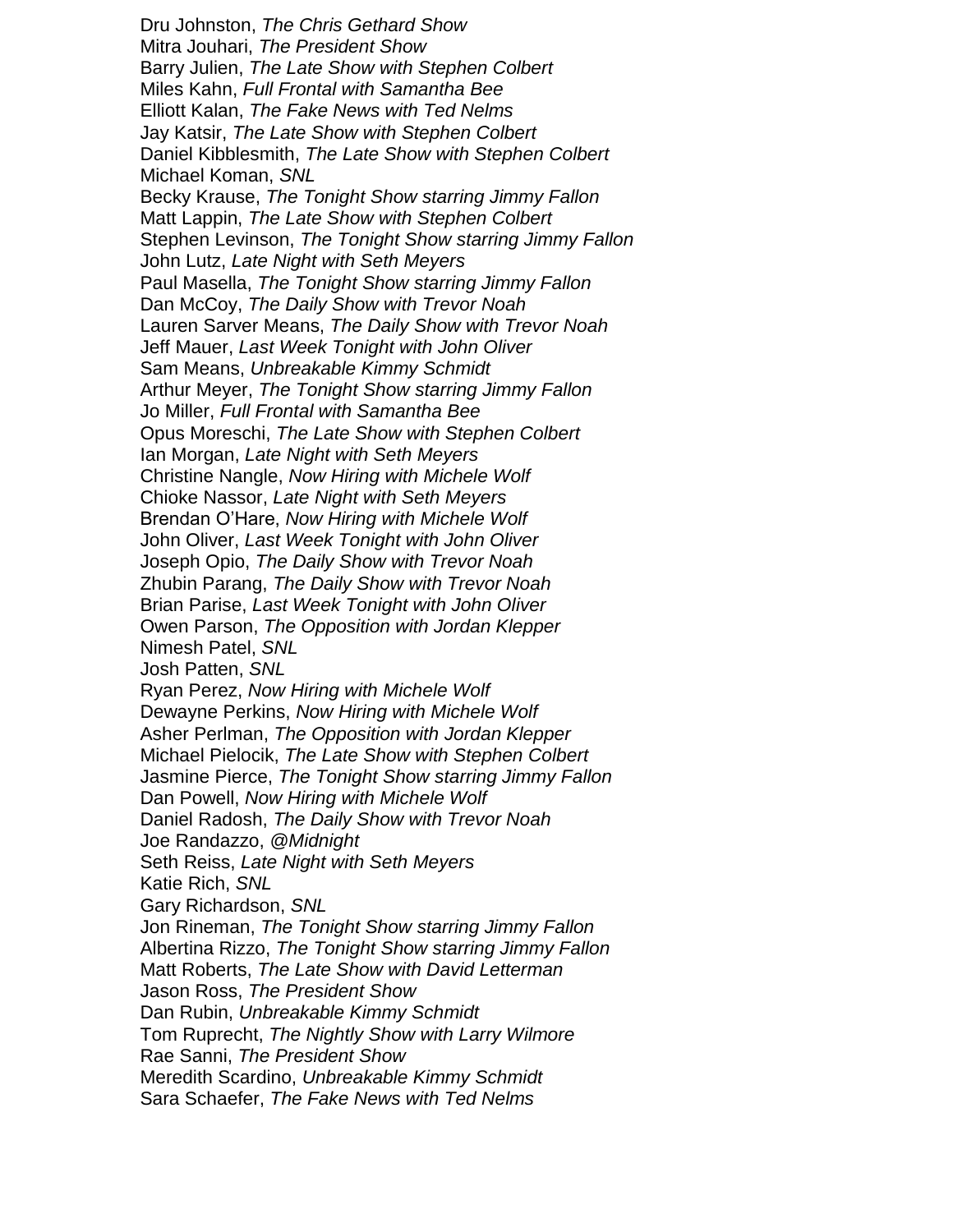Dru Johnston, *The Chris Gethard Show*
Mitra Jouhari, *The President Show*
Barry Julien, *The Late Show with Stephen Colbert*
Miles Kahn, *Full Frontal with Samantha Bee*
Elliott Kalan, *The Fake News with Ted Nelms*
Jay Katsir, *The Late Show with Stephen Colbert*
Daniel Kibblesmith, *The Late Show with Stephen Colbert*
Michael Koman, *SNL*
Becky Krause, *The Tonight Show starring Jimmy Fallon*
Matt Lappin, *The Late Show with Stephen Colbert*
Stephen Levinson, *The Tonight Show starring Jimmy Fallon*
John Lutz, *Late Night with Seth Meyers*
Paul Masella, *The Tonight Show starring Jimmy Fallon*
Dan McCoy, *The Daily Show with Trevor Noah*
Lauren Sarver Means, *The Daily Show with Trevor Noah*
Jeff Mauer, *Last Week Tonight with John Oliver*
Sam Means, *Unbreakable Kimmy Schmidt*
Arthur Meyer, *The Tonight Show starring Jimmy Fallon*
Jo Miller, *Full Frontal with Samantha Bee*
Opus Moreschi, *The Late Show with Stephen Colbert*
Ian Morgan, *Late Night with Seth Meyers*
Christine Nangle, *Now Hiring with Michele Wolf*
Chioke Nassor, *Late Night with Seth Meyers*
Brendan O'Hare, *Now Hiring with Michele Wolf*
John Oliver, *Last Week Tonight with John Oliver*
Joseph Opio, *The Daily Show with Trevor Noah*
Zhubin Parang, *The Daily Show with Trevor Noah*
Brian Parise, *Last Week Tonight with John Oliver*
Owen Parson, *The Opposition with Jordan Klepper*
Nimesh Patel, *SNL*
Josh Patten, *SNL*
Ryan Perez, *Now Hiring with Michele Wolf*
Dewayne Perkins, *Now Hiring with Michele Wolf*
Asher Perlman, *The Opposition with Jordan Klepper*
Michael Pielocik, *The Late Show with Stephen Colbert*
Jasmine Pierce, *The Tonight Show starring Jimmy Fallon*
Dan Powell, *Now Hiring with Michele Wolf*
Daniel Radosh, *The Daily Show with Trevor Noah*
Joe Randazzo, *@Midnight*
Seth Reiss, *Late Night with Seth Meyers*
Katie Rich, *SNL*
Gary Richardson, *SNL*
Jon Rineman, *The Tonight Show starring Jimmy Fallon*
Albertina Rizzo, *The Tonight Show starring Jimmy Fallon*
Matt Roberts, *The Late Show with David Letterman*
Jason Ross, *The President Show*
Dan Rubin, *Unbreakable Kimmy Schmidt*
Tom Ruprecht, *The Nightly Show with Larry Wilmore*
Rae Sanni, *The President Show*
Meredith Scardino, *Unbreakable Kimmy Schmidt*
Sara Schaefer, *The Fake News with Ted Nelms*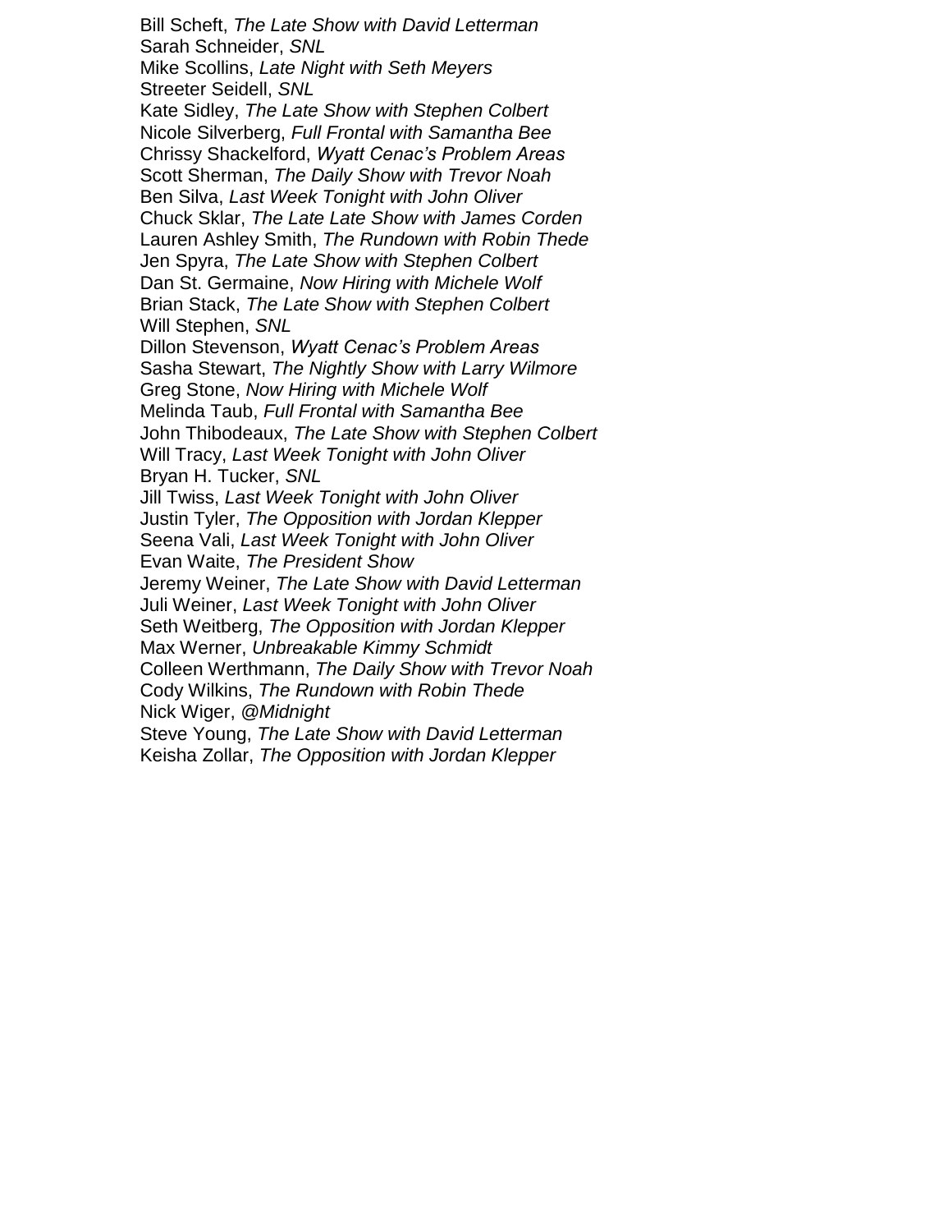Bill Scheft, *The Late Show with David Letterman*
Sarah Schneider, *SNL*
Mike Scollins, *Late Night with Seth Meyers*
Streeter Seidell, *SNL*
Kate Sidley, *The Late Show with Stephen Colbert*
Nicole Silverberg, *Full Frontal with Samantha Bee*
Chrissy Shackelford, *Wyatt Cenac's Problem Areas*
Scott Sherman, *The Daily Show with Trevor Noah*
Ben Silva, *Last Week Tonight with John Oliver*
Chuck Sklar, *The Late Late Show with James Corden*
Lauren Ashley Smith, *The Rundown with Robin Thede*
Jen Spyra, *The Late Show with Stephen Colbert*
Dan St. Germaine, *Now Hiring with Michele Wolf*
Brian Stack, *The Late Show with Stephen Colbert*
Will Stephen, *SNL*
Dillon Stevenson, *Wyatt Cenac's Problem Areas*
Sasha Stewart, *The Nightly Show with Larry Wilmore*
Greg Stone, *Now Hiring with Michele Wolf*
Melinda Taub, *Full Frontal with Samantha Bee*
John Thibodeaux, *The Late Show with Stephen Colbert*
Will Tracy, *Last Week Tonight with John Oliver*
Bryan H. Tucker, *SNL*
Jill Twiss, *Last Week Tonight with John Oliver*
Justin Tyler, *The Opposition with Jordan Klepper*
Seena Vali, *Last Week Tonight with John Oliver*
Evan Waite, *The President Show*
Jeremy Weiner, *The Late Show with David Letterman*
Juli Weiner, *Last Week Tonight with John Oliver*
Seth Weitberg, *The Opposition with Jordan Klepper*
Max Werner, *Unbreakable Kimmy Schmidt*
Colleen Werthmann, *The Daily Show with Trevor Noah*
Cody Wilkins, *The Rundown with Robin Thede*
Nick Wiger, *@Midnight*
Steve Young, *The Late Show with David Letterman*
Keisha Zollar, *The Opposition with Jordan Klepper*